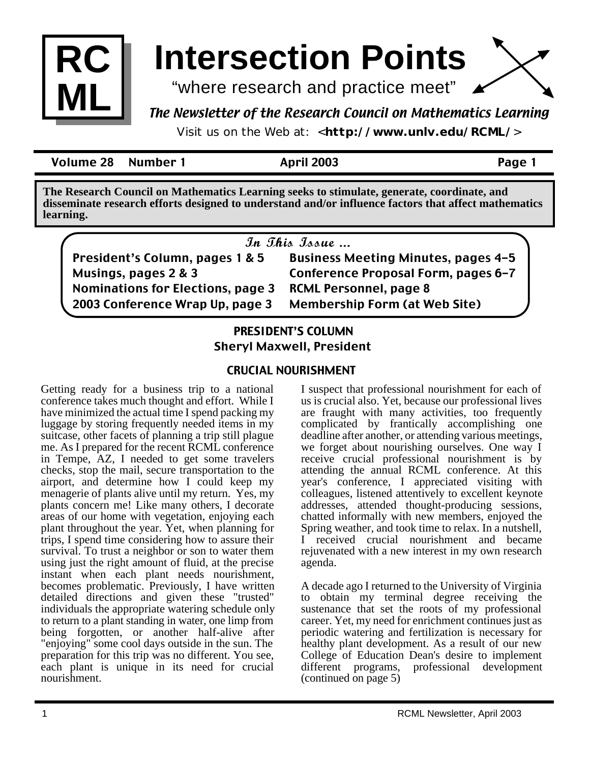# Intersection Points

"where research and practice meet"

*The Newsletter of the Research Council on Mathematics Learning*

Visit us on the Web at: <**http://www.unlv.edu/RCML/**>

**Volume 28 Number 1 April 2003**

**The Research Council on Mathematics Learning seeks to stimulate, generate, coordinate, and disseminate research efforts designed to understand and/or influence factors that affect mathematics learning.**

### In This Issue ...

- **President's Column, pages 1 & 5**
- **Musings, pages 2 & 3**
- **Nominations for Elections, page 3**
- **2003 Conference Wrap Up, page 3**
- **Business Meeting Minutes, pages 4–5**
- **Conference Proposal Form, pages 6–7**
- **RCML Personnel, page 8**
- **Membership Form (at Web Site)**

## PRESIDENT'S COLUMN

**Sheryl Maxwell, President**

### CRUCIAL NOURISHMENT

Getting ready for a business trip to a national conference takes much thought and effort. While I have minimized the actual time I spend packing my luggage by storing frequently needed items in my suitcase, other facets of planning a trip still plague me. As I prepared for the recent RCML conference in Tempe, AZ, I needed to get some travelers checks, stop the mail, secure transportation to the airport, and determine how I could keep my menagerie of plants alive until my return. Yes, my plants concern me! Like many others, I decorate areas of our home with vegetation, enjoying each plant throughout the year. Yet, when planning for trips, I spend time considering how to assure their survival. To trust a neighbor or son to water them using just the right amount of fluid, at the precise instant when each plant needs nourishment, becomes problematic. Previously, I have written detailed directions and given these "trusted" individuals the appropriate watering schedule only to return to a plant standing in water, one limp from being forgotten, or another half-alive after "enjoying" some cool days outside in the sun. The preparation for this trip was no different. You see, each plant is unique in its need for crucial nourishment.

I suspect that professional nourishment for each of us is crucial also. Yet, because our professional lives are fraught with many activities, too frequently complicated by frantically accomplishing one deadline after another, or attending various meetings, we forget about nourishing ourselves. One way I receive crucial professional nourishment is by attending the annual RCML conference. At this year's conference, I appreciated visiting with colleagues, listened attentively to excellent keynote addresses, attended thought-producing sessions, chatted informally with new members, enjoyed the Spring weather, and took time to relax. In a nutshell, I received crucial nourishment and became rejuvenated with a new interest in my own research agenda.

A decade ago I returned to the University of Virginia to obtain my terminal degree receiving the sustenance that set the roots of my professional career. Yet, my need for enrichment continues just as periodic watering and fertilization is necessary for healthy plant development. As a result of our new College of Education Dean's desire to implement different programs, professional development (continued on page 5)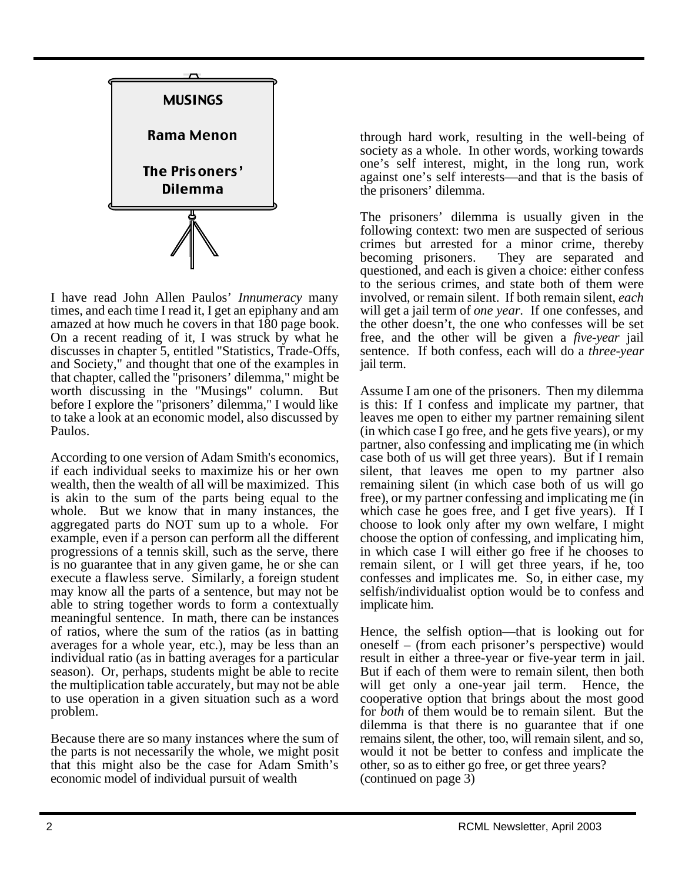# MUSINGS

## Rama Menon

## The Prisoners' Dilemma

I have read John Allen Paulos' *Innumeracy* many times, and each time I read it, I get an epiphany and am amazed at how much he covers in that 180 page book. On a recent reading of it, I was struck by what he discusses in chapter 5, entitled "Statistics, Trade-Offs, and Society," and thought that one of the examples in that chapter, called the "prisoners' dilemma," might be worth discussing in the "Musings" column. But before I explore the "prisoners' dilemma," I would like to take a look at an economic model, also discussed by Paulos.

According to one version of Adam Smith's economics, if each individual seeks to maximize his or her own wealth, then the wealth of all will be maximized. This is akin to the sum of the parts being equal to the whole. But we know that in many instances, the aggregated parts do NOT sum up to a whole. For example, even if a person can perform all the different progressions of a tennis skill, such as the serve, there is no guarantee that in any given game, he or she can execute a flawless serve. Similarly, a foreign student may know all the parts of a sentence, but may not be able to string together words to form a contextually meaningful sentence. In math, there can be instances of ratios, where the sum of the ratios (as in batting averages for a whole year, etc.), may be less than an individual ratio (as in batting averages for a particular season). Or, perhaps, students might be able to recite the multiplication table accurately, but may not be able to use operation in a given situation such as a word problem.

Because there are so many instances where the sum of the parts is not necessarily the whole, we might posit that this might also be the case for Adam Smith's economic model of individual pursuit of wealth through hard work, resulting in the well-being of society as a whole. In other words, working towards one's self interest, might, in the long run, work against one's self interests—and that is the basis of the prisoners' dilemma.

The prisoners' dilemma is usually given in the following context: two men are suspected of serious crimes but arrested for a minor crime, thereby becoming prisoners. They are separated and questioned, and each is given a choice: either confess to the serious crimes, and state both of them were involved, or remain silent. If both remain silent, *each* will get a jail term of *one year*. If one confesses, and the other doesn't, the one who confesses will be set free, and the other will be given a *five-year* jail sentence. If both confess, each will do a *three-year* jail term.

Assume I am one of the prisoners. Then my dilemma is this: If I confess and implicate my partner, that leaves me open to either my partner remaining silent (in which case I go free, and he gets five years), or my partner, also confessing and implicating me (in which case both of us will get three years). But if I remain silent, that leaves me open to my partner also remaining silent (in which case both of us will go free), or my partner confessing and implicating me (in which case he goes free, and I get five years). If I choose to look only after my own welfare, I might choose the option of confessing, and implicating him, in which case I will either go free if he chooses to remain silent, or I will get three years, if he, too confesses and implicates me. So, in either case, my selfish/individualist option would be to confess and implicate him.

Hence, the selfish option—that is looking out for oneself – (from each prisoner's perspective) would result in either a three-year or five-year term in jail. But if each of them were to remain silent, then both will get only a one-year jail term. Hence, the cooperative option that brings about the most good for *both* of them would be to remain silent. But the dilemma is that there is no guarantee that if one remains silent, the other, too, will remain silent, and so, would it not be better to confess and implicate the other, so as to either go free, or get three years?
(continued on page 3)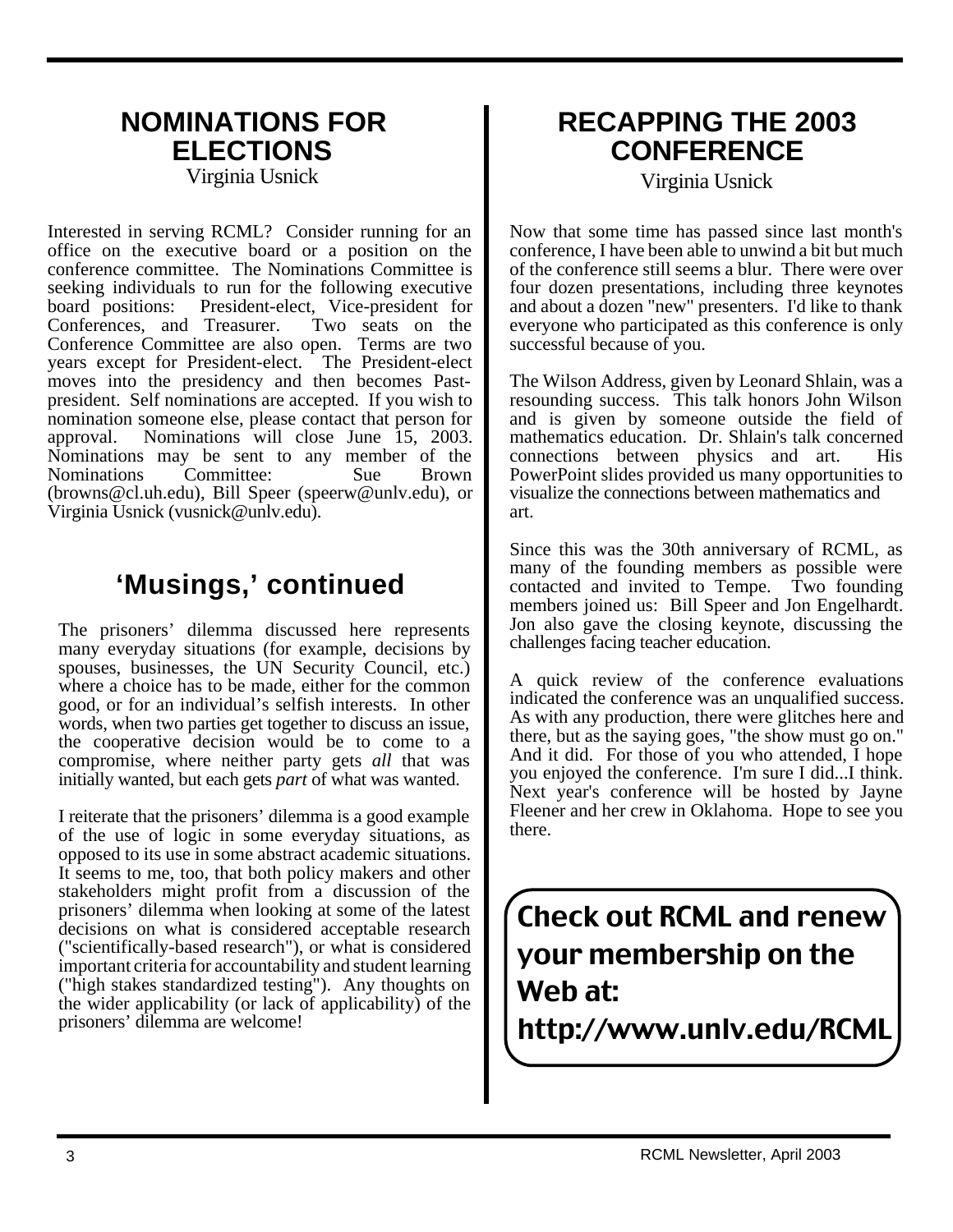## NOMINATIONS FOR ELECTIONS

Virginia Usnick

Interested in serving RCML? Consider running for an office on the executive board or a position on the conference committee. The Nominations Committee is seeking individuals to run for the following executive board positions: President-elect, Vice-president for Conferences, and Treasurer. Two seats on the Conference Committee are also open. Terms are two years except for President-elect. The President-elect moves into the presidency and then becomes Past-president. Self nominations are accepted. If you wish to nomination someone else, please contact that person for approval. Nominations will close June 15, 2003. Nominations may be sent to any member of the Nominations Committee: Sue Brown (browns@cl.uh.edu), Bill Speer (speerw@unlv.edu), or Virginia Usnick (vusnick@unlv.edu).

## 'Musings,' continued

The prisoners' dilemma discussed here represents many everyday situations (for example, decisions by spouses, businesses, the UN Security Council, etc.) where a choice has to be made, either for the common good, or for an individual's selfish interests. In other words, when two parties get together to discuss an issue, the cooperative decision would be to come to a compromise, where neither party gets *all* that was initially wanted, but each gets *part* of what was wanted.

I reiterate that the prisoners' dilemma is a good example of the use of logic in some everyday situations, as opposed to its use in some abstract academic situations. It seems to me, too, that both policy makers and other stakeholders might profit from a discussion of the prisoners' dilemma when looking at some of the latest decisions on what is considered acceptable research ("scientifically-based research"), or what is considered important criteria for accountability and student learning ("high stakes standardized testing"). Any thoughts on the wider applicability (or lack of applicability) of the prisoners' dilemma are welcome!

## RECAPPING THE 2003 CONFERENCE

Virginia Usnick

Now that some time has passed since last month's conference, I have been able to unwind a bit but much of the conference still seems a blur. There were over four dozen presentations, including three keynotes and about a dozen "new" presenters. I'd like to thank everyone who participated as this conference is only successful because of you.

The Wilson Address, given by Leonard Shlain, was a resounding success. This talk honors John Wilson and is given by someone outside the field of mathematics education. Dr. Shlain's talk concerned connections between physics and art. His PowerPoint slides provided us many opportunities to visualize the connections between mathematics and art.

Since this was the 30th anniversary of RCML, as many of the founding members as possible were contacted and invited to Tempe. Two founding members joined us: Bill Speer and Jon Engelhardt. Jon also gave the closing keynote, discussing the challenges facing teacher education.

A quick review of the conference evaluations indicated the conference was an unqualified success. As with any production, there were glitches here and there, but as the saying goes, "the show must go on." And it did. For those of you who attended, I hope you enjoyed the conference. I'm sure I did...I think. Next year's conference will be hosted by Jayne Fleener and her crew in Oklahoma. Hope to see you there.

**Check out RCML and renew your membership on the Web at: http://www.unlv.edu/RCML**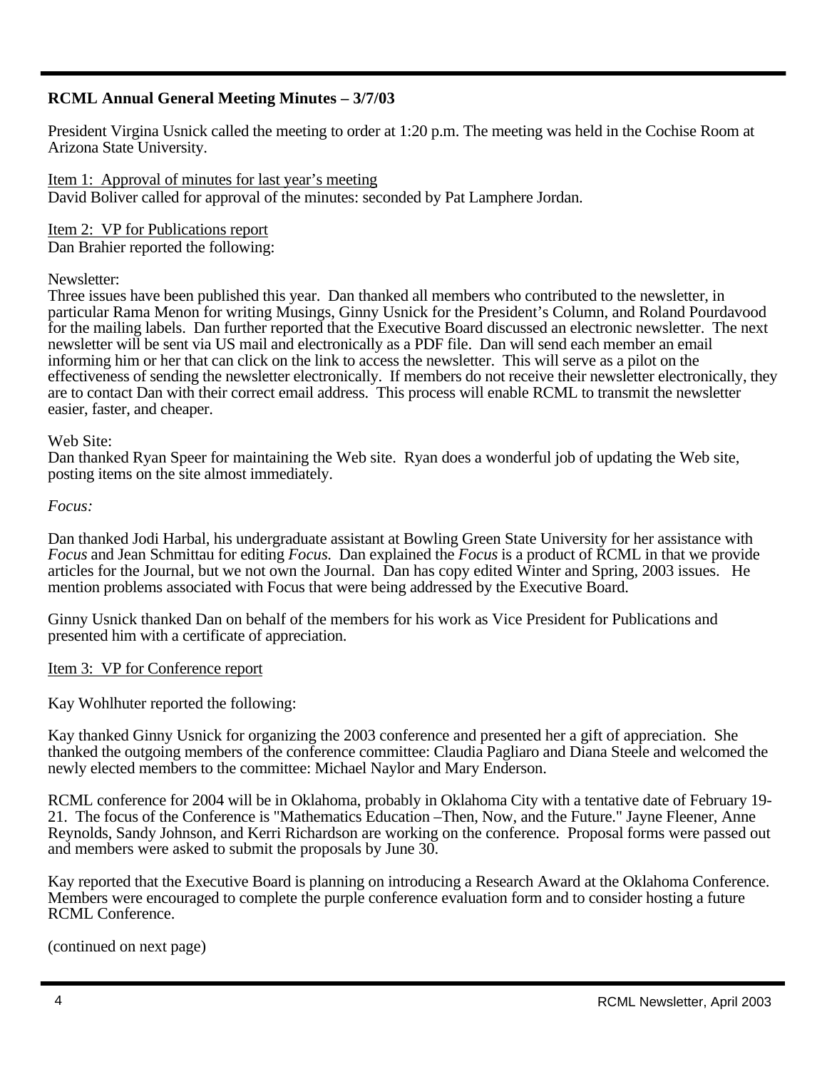**RCML Annual General Meeting Minutes – 3/7/03**

President Virgina Usnick called the meeting to order at 1:20 p.m. The meeting was held in the Cochise Room at Arizona State University.

<u>Item 1: Approval of minutes for last year's meeting</u>
David Boliver called for approval of the minutes: seconded by Pat Lamphere Jordan.

<u>Item 2: VP for Publications report</u>
Dan Brahier reported the following:

Newsletter:
Three issues have been published this year. Dan thanked all members who contributed to the newsletter, in particular Rama Menon for writing Musings, Ginny Usnick for the President's Column, and Roland Pourdavood for the mailing labels. Dan further reported that the Executive Board discussed an electronic newsletter. The next newsletter will be sent via US mail and electronically as a PDF file. Dan will send each member an email informing him or her that can click on the link to access the newsletter. This will serve as a pilot on the effectiveness of sending the newsletter electronically. If members do not receive their newsletter electronically, they are to contact Dan with their correct email address. This process will enable RCML to transmit the newsletter easier, faster, and cheaper.

Web Site:
Dan thanked Ryan Speer for maintaining the Web site. Ryan does a wonderful job of updating the Web site, posting items on the site almost immediately.

*Focus:*

Dan thanked Jodi Harbal, his undergraduate assistant at Bowling Green State University for her assistance with *Focus* and Jean Schmittau for editing *Focus.* Dan explained the *Focus* is a product of RCML in that we provide articles for the Journal, but we not own the Journal. Dan has copy edited Winter and Spring, 2003 issues. He mention problems associated with Focus that were being addressed by the Executive Board.

Ginny Usnick thanked Dan on behalf of the members for his work as Vice President for Publications and presented him with a certificate of appreciation.

<u>Item 3: VP for Conference report</u>

Kay Wohlhuter reported the following:

Kay thanked Ginny Usnick for organizing the 2003 conference and presented her a gift of appreciation. She thanked the outgoing members of the conference committee: Claudia Pagliaro and Diana Steele and welcomed the newly elected members to the committee: Michael Naylor and Mary Enderson.

RCML conference for 2004 will be in Oklahoma, probably in Oklahoma City with a tentative date of February 19-21. The focus of the Conference is "Mathematics Education –Then, Now, and the Future." Jayne Fleener, Anne Reynolds, Sandy Johnson, and Kerri Richardson are working on the conference. Proposal forms were passed out and members were asked to submit the proposals by June 30.

Kay reported that the Executive Board is planning on introducing a Research Award at the Oklahoma Conference. Members were encouraged to complete the purple conference evaluation form and to consider hosting a future RCML Conference.

(continued on next page)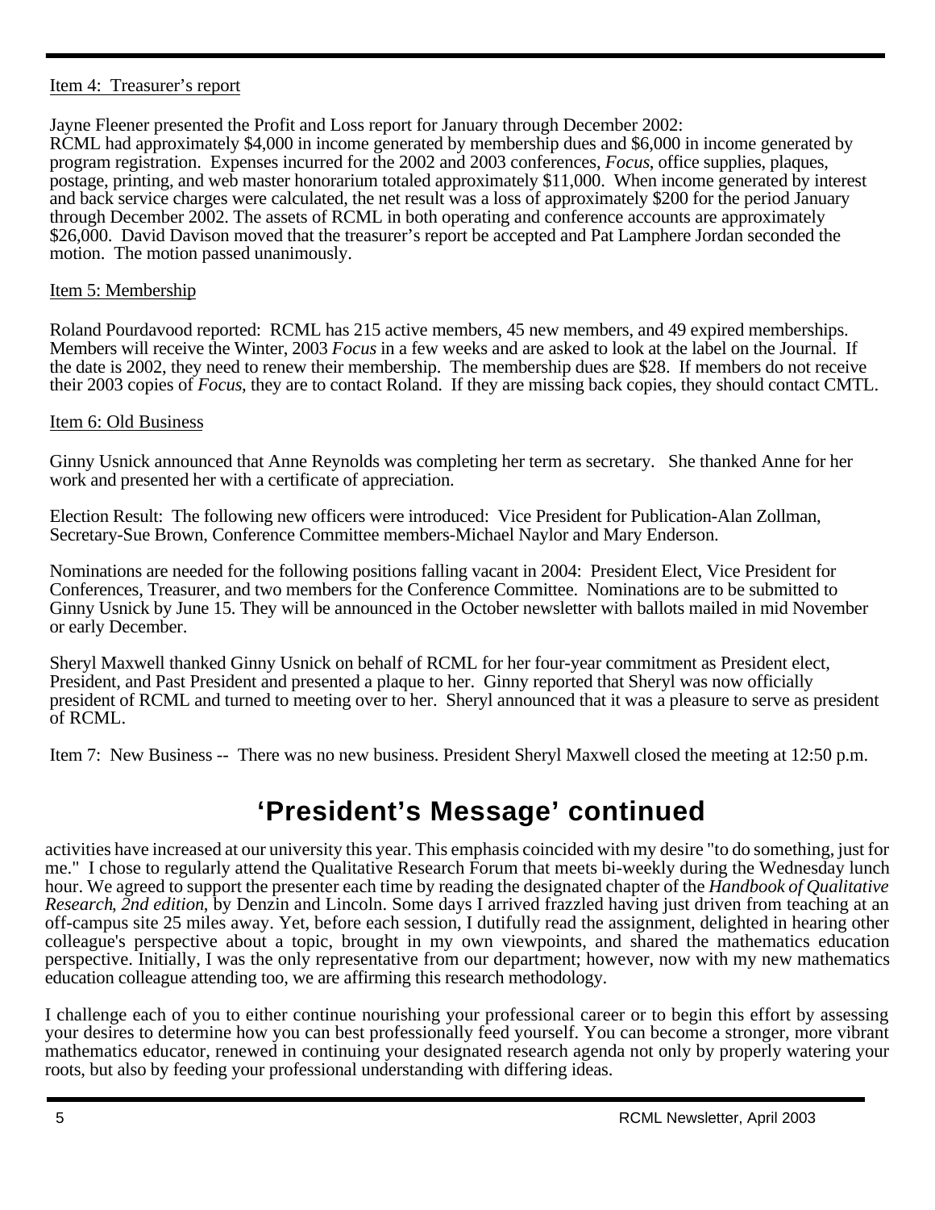Item 4: Treasurer's report

Jayne Fleener presented the Profit and Loss report for January through December 2002:
RCML had approximately $4,000 in income generated by membership dues and $6,000 in income generated by program registration. Expenses incurred for the 2002 and 2003 conferences, *Focus*, office supplies, plaques, postage, printing, and web master honorarium totaled approximately $11,000. When income generated by interest and back service charges were calculated, the net result was a loss of approximately $200 for the period January through December 2002. The assets of RCML in both operating and conference accounts are approximately $26,000. David Davison moved that the treasurer's report be accepted and Pat Lamphere Jordan seconded the motion. The motion passed unanimously.

Item 5: Membership

Roland Pourdavood reported: RCML has 215 active members, 45 new members, and 49 expired memberships. Members will receive the Winter, 2003 *Focus* in a few weeks and are asked to look at the label on the Journal. If the date is 2002, they need to renew their membership. The membership dues are $28. If members do not receive their 2003 copies of *Focus*, they are to contact Roland. If they are missing back copies, they should contact CMTL.

Item 6: Old Business

Ginny Usnick announced that Anne Reynolds was completing her term as secretary. She thanked Anne for her work and presented her with a certificate of appreciation.

Election Result: The following new officers were introduced: Vice President for Publication-Alan Zollman, Secretary-Sue Brown, Conference Committee members-Michael Naylor and Mary Enderson.

Nominations are needed for the following positions falling vacant in 2004: President Elect, Vice President for Conferences, Treasurer, and two members for the Conference Committee. Nominations are to be submitted to Ginny Usnick by June 15. They will be announced in the October newsletter with ballots mailed in mid November or early December.

Sheryl Maxwell thanked Ginny Usnick on behalf of RCML for her four-year commitment as President elect, President, and Past President and presented a plaque to her. Ginny reported that Sheryl was now officially president of RCML and turned to meeting over to her. Sheryl announced that it was a pleasure to serve as president of RCML.

Item 7: New Business -- There was no new business. President Sheryl Maxwell closed the meeting at 12:50 p.m.

# 'President's Message' continued

activities have increased at our university this year. This emphasis coincided with my desire "to do something, just for me." I chose to regularly attend the Qualitative Research Forum that meets bi-weekly during the Wednesday lunch hour. We agreed to support the presenter each time by reading the designated chapter of the *Handbook of Qualitative Research, 2nd edition*, by Denzin and Lincoln. Some days I arrived frazzled having just driven from teaching at an off-campus site 25 miles away. Yet, before each session, I dutifully read the assignment, delighted in hearing other colleague's perspective about a topic, brought in my own viewpoints, and shared the mathematics education perspective. Initially, I was the only representative from our department; however, now with my new mathematics education colleague attending too, we are affirming this research methodology.

I challenge each of you to either continue nourishing your professional career or to begin this effort by assessing your desires to determine how you can best professionally feed yourself. You can become a stronger, more vibrant mathematics educator, renewed in continuing your designated research agenda not only by properly watering your roots, but also by feeding your professional understanding with differing ideas.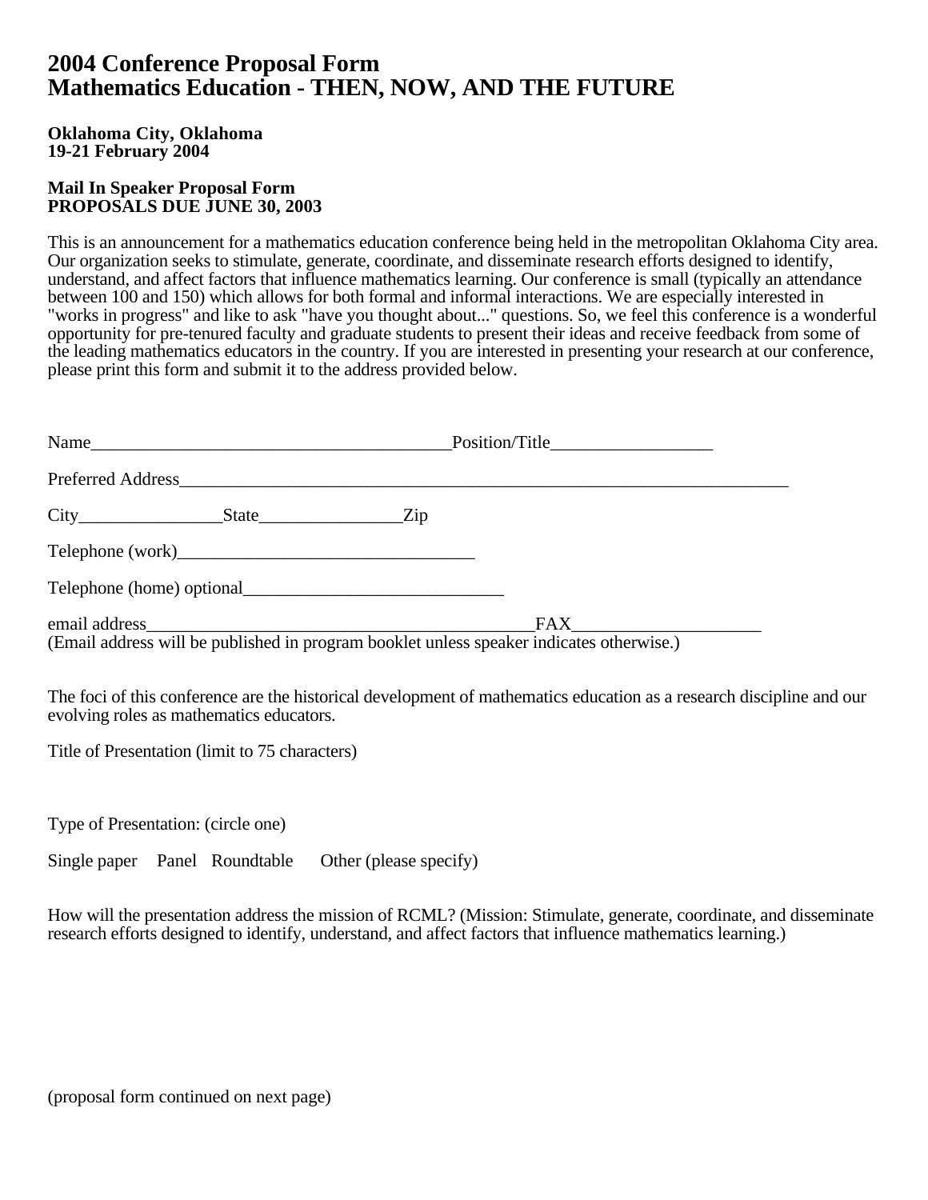# 2004 Conference Proposal Form
# Mathematics Education - THEN, NOW, AND THE FUTURE

**Oklahoma City, Oklahoma**
**19-21 February 2004**

**Mail In Speaker Proposal Form**
**PROPOSALS DUE JUNE 30, 2003**

This is an announcement for a mathematics education conference being held in the metropolitan Oklahoma City area. Our organization seeks to stimulate, generate, coordinate, and disseminate research efforts designed to identify, understand, and affect factors that influence mathematics learning. Our conference is small (typically an attendance between 100 and 150) which allows for both formal and informal interactions. We are especially interested in "works in progress" and like to ask "have you thought about..." questions. So, we feel this conference is a wonderful opportunity for pre-tenured faculty and graduate students to present their ideas and receive feedback from some of the leading mathematics educators in the country. If you are interested in presenting your research at our conference, please print this form and submit it to the address provided below.

Name________________________________________Position/Title__________________

Preferred Address____________________________________________________________________

City________________State________________Zip

Telephone (work)_________________________________

Telephone (home) optional_____________________________

email address____________________________________________FAX_____________________
(Email address will be published in program booklet unless speaker indicates otherwise.)

The foci of this conference are the historical development of mathematics education as a research discipline and our evolving roles as mathematics educators.

Title of Presentation (limit to 75 characters)

Type of Presentation: (circle one)

Single paper Panel Roundtable Other (please specify)

How will the presentation address the mission of RCML? (Mission: Stimulate, generate, coordinate, and disseminate research efforts designed to identify, understand, and affect factors that influence mathematics learning.)

(proposal form continued on next page)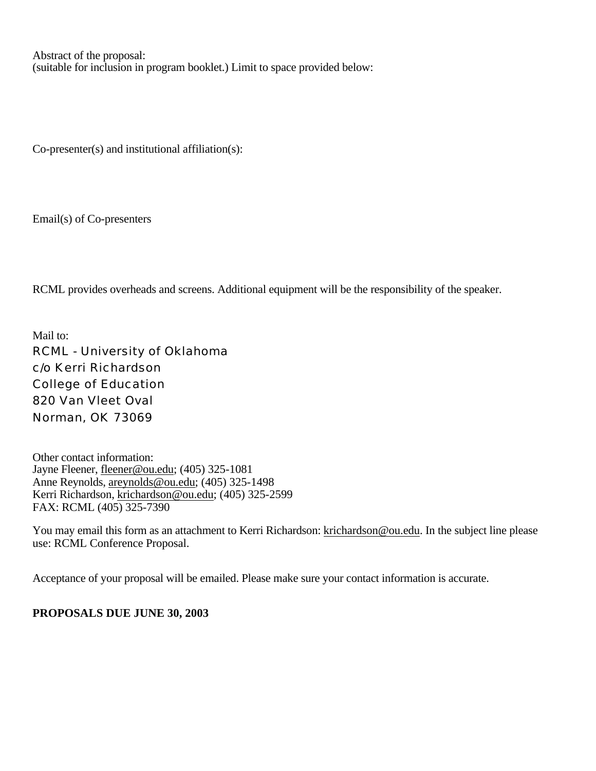Abstract of the proposal:
(suitable for inclusion in program booklet.) Limit to space provided below:

Co-presenter(s) and institutional affiliation(s):

Email(s) of Co-presenters

RCML provides overheads and screens. Additional equipment will be the responsibility of the speaker.

Mail to:
RCML - University of Oklahoma
c/o Kerri Richardson
College of Education
820 Van Vleet Oval
Norman, OK 73069

Other contact information:
Jayne Fleener, fleener@ou.edu; (405) 325-1081
Anne Reynolds, areynolds@ou.edu; (405) 325-1498
Kerri Richardson, krichardson@ou.edu; (405) 325-2599
FAX: RCML (405) 325-7390

You may email this form as an attachment to Kerri Richardson: krichardson@ou.edu. In the subject line please use: RCML Conference Proposal.

Acceptance of your proposal will be emailed. Please make sure your contact information is accurate.

**PROPOSALS DUE JUNE 30, 2003**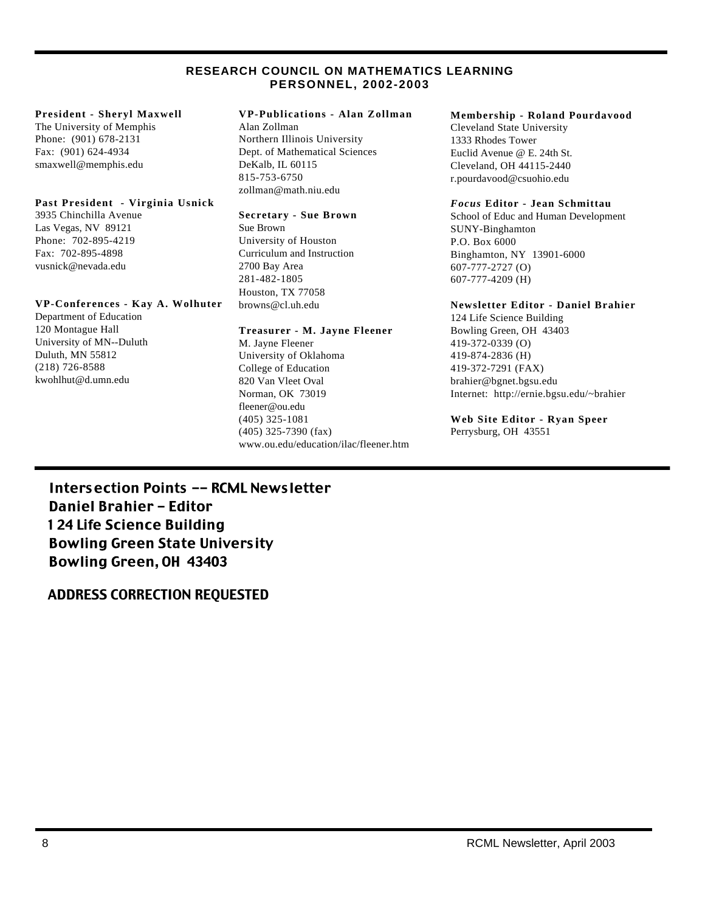## RESEARCH COUNCIL ON MATHEMATICS LEARNING
## PERSONNEL, 2002-2003

**President - Sheryl Maxwell**
The University of Memphis
Phone: (901) 678-2131
Fax: (901) 624-4934
smaxwell@memphis.edu

**Past President - Virginia Usnick**
3935 Chinchilla Avenue
Las Vegas, NV 89121
Phone: 702-895-4219
Fax: 702-895-4898
vusnick@nevada.edu

**VP-Conferences - Kay A. Wolhuter**
Department of Education
120 Montague Hall
University of MN--Duluth
Duluth, MN 55812
(218) 726-8588
kwohlhut@d.umn.edu

**VP-Publications - Alan Zollman**
Alan Zollman
Northern Illinois University
Dept. of Mathematical Sciences
DeKalb, IL 60115
815-753-6750
zollman@math.niu.edu

**Secretary - Sue Brown**
Sue Brown
University of Houston
Curriculum and Instruction
2700 Bay Area
281-482-1805
Houston, TX 77058
browns@cl.uh.edu

**Treasurer - M. Jayne Fleener**
M. Jayne Fleener
University of Oklahoma
College of Education
820 Van Vleet Oval
Norman, OK 73019
fleener@ou.edu
(405) 325-1081
(405) 325-7390 (fax)
www.ou.edu/education/ilac/fleener.htm

**Membership - Roland Pourdavood**
Cleveland State University
1333 Rhodes Tower
Euclid Avenue @ E. 24th St.
Cleveland, OH 44115-2440
r.pourdavood@csuohio.edu

***Focus* Editor - Jean Schmittau**
School of Educ and Human Development
SUNY-Binghamton
P.O. Box 6000
Binghamton, NY 13901-6000
607-777-2727 (O)
607-777-4209 (H)

**Newsletter Editor - Daniel Brahier**
124 Life Science Building
Bowling Green, OH 43403
419-372-0339 (O)
419-874-2836 (H)
419-372-7291 (FAX)
brahier@bgnet.bgsu.edu
Internet: http://ernie.bgsu.edu/~brahier

**Web Site Editor - Ryan Speer**
Perrysburg, OH 43551

---

**Intersection Points -- RCML Newsletter**
**Daniel Brahier - Editor**
**124 Life Science Building**
**Bowling Green State University**
**Bowling Green, OH 43403**

**ADDRESS CORRECTION REQUESTED**